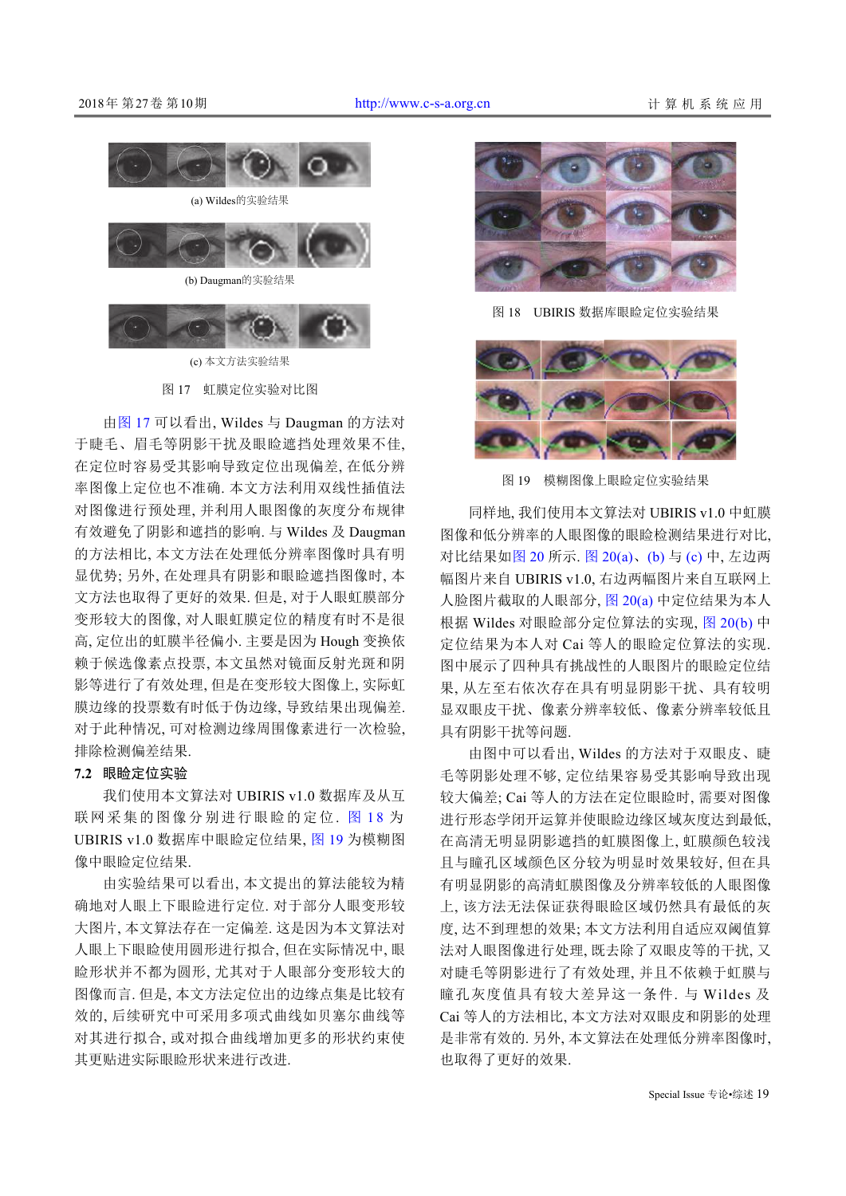(a) Wildes的实验结果

(b) Daugman的实验结果

(c) 本文方法实验结果

图 17　虹膜定位实验对比图

由图 17 可以看出, Wildes 与 Daugman 的方法对于睫毛、眉毛等阴影干扰及眼睑遮挡处理效果不佳, 在定位时容易受其影响导致定位出现偏差, 在低分辨率图像上定位也不准确. 本文方法利用双线性插值法对图像进行预处理, 并利用人眼图像的灰度分布规律有效避免了阴影和遮挡的影响. 与 Wildes 及 Daugman 的方法相比, 本文方法在处理低分辨率图像时具有明显优势; 另外, 在处理具有阴影和眼睑遮挡图像时, 本文方法也取得了更好的效果. 但是, 对于人眼虹膜部分变形较大的图像, 对人眼虹膜定位的精度有时不是很高, 定位出的虹膜半径偏小. 主要是因为 Hough 变换依赖于候选像素点投票, 本文虽然对镜面反射光斑和阴影等进行了有效处理, 但是在变形较大图像上, 实际虹膜边缘的投票数有时低于伪边缘, 导致结果出现偏差. 对于此种情况, 可对检测边缘周围像素进行一次检验, 排除检测偏差结果.

## 7.2　眼睑定位实验

我们使用本文算法对 UBIRIS v1.0 数据库及从互联网采集的图像分别进行眼睑的定位. 图 18 为 UBIRIS v1.0 数据库中眼睑定位结果, 图 19 为模糊图像中眼睑定位结果.

由实验结果可以看出, 本文提出的算法能较为精确地对人眼上下眼睑进行定位. 对于部分人眼变形较大图片, 本文算法存在一定偏差. 这是因为本文算法对人眼上下眼睑使用圆形进行拟合, 但在实际情况中, 眼睑形状并不都为圆形, 尤其对于人眼部分变形较大的图像而言. 但是, 本文方法定位出的边缘点集是比较有效的, 后续研究中可采用多项式曲线如贝塞尔曲线等对其进行拟合, 或对拟合曲线增加更多的形状约束使其更贴近实际眼睑形状来进行改进.

图 18　UBIRIS 数据库眼睑定位实验结果

图 19　模糊图像上眼睑定位实验结果

同样地, 我们使用本文算法对 UBIRIS v1.0 中虹膜图像和低分辨率的人眼图像的眼睑检测结果进行对比, 对比结果如图 20 所示. 图 20(a)、(b) 与 (c) 中, 左边两幅图片来自 UBIRIS v1.0, 右边两幅图片来自互联网上人脸图片截取的人眼部分, 图 20(a) 中定位结果为本人根据 Wildes 对眼睑部分定位算法的实现, 图 20(b) 中定位结果为本人对 Cai 等人的眼睑定位算法的实现. 图中展示了四种具有挑战性的人眼图片的眼睑定位结果, 从左至右依次存在具有明显阴影干扰、具有较明显双眼皮干扰、像素分辨率较低、像素分辨率较低且具有阴影干扰等问题.

由图中可以看出, Wildes 的方法对于双眼皮、睫毛等阴影处理不够, 定位结果容易受其影响导致出现较大偏差; Cai 等人的方法在定位眼睑时, 需要对图像进行形态学闭开运算并使眼睑边缘区域灰度达到最低, 在高清无明显阴影遮挡的虹膜图像上, 虹膜颜色较浅且与瞳孔区域颜色区分较为明显时效果较好, 但在具有明显阴影的高清虹膜图像及分辨率较低的人眼图像上, 该方法无法保证获得眼睑区域仍然具有最低的灰度, 达不到理想的效果; 本文方法利用自适应双阈值算法对人眼图像进行处理, 既去除了双眼皮等的干扰, 又对睫毛等阴影进行了有效处理, 并且不依赖于虹膜与瞳孔灰度值具有较大差异这一条件. 与 Wildes 及 Cai 等人的方法相比, 本文方法对双眼皮和阴影的处理是非常有效的. 另外, 本文算法在处理低分辨率图像时, 也取得了更好的效果.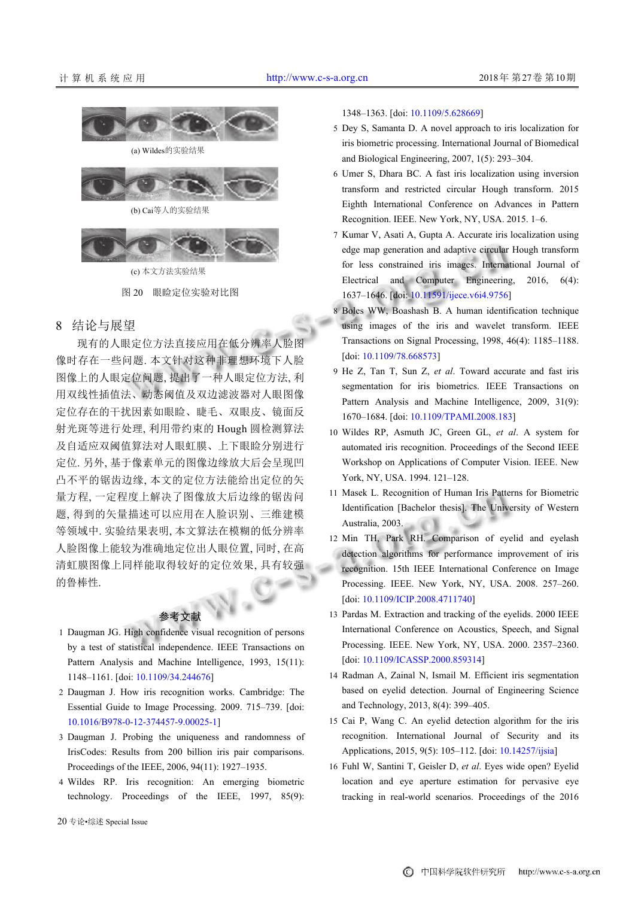(a) Wildes的实验结果

(b) Cai等人的实验结果

(c) 本文方法实验结果

图 20　眼睑定位实验对比图

## 8　结论与展望

现有的人眼定位方法直接应用在低分辨率人脸图像时存在一些问题. 本文针对这种非理想环境下人脸图像上的人眼定位问题, 提出了一种人眼定位方法, 利用双线性插值法、动态阈值及双边滤波器对人眼图像定位存在的干扰因素如眼睑、睫毛、双眼皮、镜面反射光斑等进行处理, 利用带约束的 Hough 圆检测算法及自适应双阈值算法对人眼虹膜、上下眼睑分别进行定位. 另外, 基于像素单元的图像边缘放大后会呈现凹凸不平的锯齿边缘, 本文的定位方法能给出定位的矢量方程, 一定程度上解决了图像放大后边缘的锯齿问题, 得到的矢量描述可以应用在人脸识别、三维建模等领域中. 实验结果表明, 本文算法在模糊的低分辨率人脸图像上能较为准确地定位出人眼位置, 同时, 在高清虹膜图像上同样能取得较好的定位效果, 具有较强的鲁棒性.

## 参考文献

1 Daugman JG. High confidence visual recognition of persons by a test of statistical independence. IEEE Transactions on Pattern Analysis and Machine Intelligence, 1993, 15(11): 1148–1161. [doi: 10.1109/34.244676]

2 Daugman J. How iris recognition works. Cambridge: The Essential Guide to Image Processing. 2009. 715–739. [doi: 10.1016/B978-0-12-374457-9.00025-1]

3 Daugman J. Probing the uniqueness and randomness of IrisCodes: Results from 200 billion iris pair comparisons. Proceedings of the IEEE, 2006, 94(11): 1927–1935.

4 Wildes RP. Iris recognition: An emerging biometric technology. Proceedings of the IEEE, 1997, 85(9): 1348–1363. [doi: 10.1109/5.628669]

5 Dey S, Samanta D. A novel approach to iris localization for iris biometric processing. International Journal of Biomedical and Biological Engineering, 2007, 1(5): 293–304.

6 Umer S, Dhara BC. A fast iris localization using inversion transform and restricted circular Hough transform. 2015 Eighth International Conference on Advances in Pattern Recognition. IEEE. New York, NY, USA. 2015. 1–6.

7 Kumar V, Asati A, Gupta A. Accurate iris localization using edge map generation and adaptive circular Hough transform for less constrained iris images. International Journal of Electrical and Computer Engineering, 2016, 6(4): 1637–1646. [doi: 10.11591/ijece.v6i4.9756]

8 Boles WW, Boashash B. A human identification technique using images of the iris and wavelet transform. IEEE Transactions on Signal Processing, 1998, 46(4): 1185–1188. [doi: 10.1109/78.668573]

9 He Z, Tan T, Sun Z, *et al*. Toward accurate and fast iris segmentation for iris biometrics. IEEE Transactions on Pattern Analysis and Machine Intelligence, 2009, 31(9): 1670–1684. [doi: 10.1109/TPAMI.2008.183]

10 Wildes RP, Asmuth JC, Green GL, *et al*. A system for automated iris recognition. Proceedings of the Second IEEE Workshop on Applications of Computer Vision. IEEE. New York, NY, USA. 1994. 121–128.

11 Masek L. Recognition of Human Iris Patterns for Biometric Identification [Bachelor thesis]. The University of Western Australia, 2003.

12 Min TH, Park RH. Comparison of eyelid and eyelash detection algorithms for performance improvement of iris recognition. 15th IEEE International Conference on Image Processing. IEEE. New York, NY, USA. 2008. 257–260. [doi: 10.1109/ICIP.2008.4711740]

13 Pardas M. Extraction and tracking of the eyelids. 2000 IEEE International Conference on Acoustics, Speech, and Signal Processing. IEEE. New York, NY, USA. 2000. 2357–2360. [doi: 10.1109/ICASSP.2000.859314]

14 Radman A, Zainal N, Ismail M. Efficient iris segmentation based on eyelid detection. Journal of Engineering Science and Technology, 2013, 8(4): 399–405.

15 Cai P, Wang C. An eyelid detection algorithm for the iris recognition. International Journal of Security and its Applications, 2015, 9(5): 105–112. [doi: 10.14257/ijsia]

16 Fuhl W, Santini T, Geisler D, *et al*. Eyes wide open? Eyelid location and eye aperture estimation for pervasive eye tracking in real-world scenarios. Proceedings of the 2016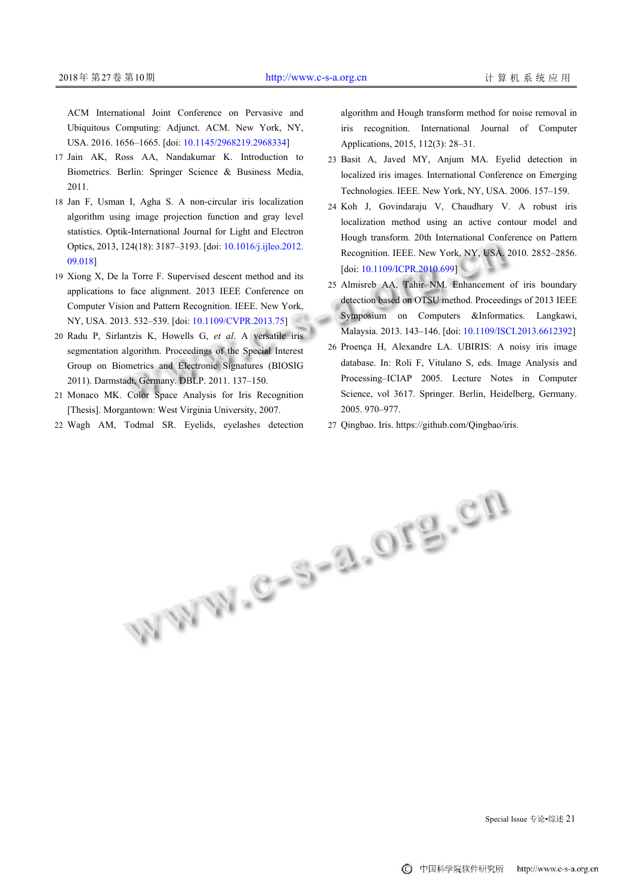ACM International Joint Conference on Pervasive and Ubiquitous Computing: Adjunct. ACM. New York, NY, USA. 2016. 1656–1665. [doi: 10.1145/2968219.2968334]

17 Jain AK, Ross AA, Nandakumar K. Introduction to Biometrics. Berlin: Springer Science & Business Media, 2011.

18 Jan F, Usman I, Agha S. A non-circular iris localization algorithm using image projection function and gray level statistics. Optik-International Journal for Light and Electron Optics, 2013, 124(18): 3187–3193. [doi: 10.1016/j.ijleo.2012.09.018]

19 Xiong X, De la Torre F. Supervised descent method and its applications to face alignment. 2013 IEEE Conference on Computer Vision and Pattern Recognition. IEEE. New York, NY, USA. 2013. 532–539. [doi: 10.1109/CVPR.2013.75]

20 Radu P, Sirlantzis K, Howells G, *et al*. A versatile iris segmentation algorithm. Proceedings of the Special Interest Group on Biometrics and Electronic Signatures (BIOSIG 2011). Darmstadt, Germany. DBLP. 2011. 137–150.

21 Monaco MK. Color Space Analysis for Iris Recognition [Thesis]. Morgantown: West Virginia University, 2007.

22 Wagh AM, Todmal SR. Eyelids, eyelashes detection algorithm and Hough transform method for noise removal in iris recognition. International Journal of Computer Applications, 2015, 112(3): 28–31.

23 Basit A, Javed MY, Anjum MA. Eyelid detection in localized iris images. International Conference on Emerging Technologies. IEEE. New York, NY, USA. 2006. 157–159.

24 Koh J, Govindaraju V, Chaudhary V. A robust iris localization method using an active contour model and Hough transform. 20th International Conference on Pattern Recognition. IEEE. New York, NY, USA. 2010. 2852–2856. [doi: 10.1109/ICPR.2010.699]

25 Almisreb AA, Tahir NM. Enhancement of iris boundary detection based on OTSU method. Proceedings of 2013 IEEE Symposium on Computers &Informatics. Langkawi, Malaysia. 2013. 143–146. [doi: 10.1109/ISCI.2013.6612392]

26 Proença H, Alexandre LA. UBIRIS: A noisy iris image database. In: Roli F, Vitulano S, eds. Image Analysis and Processing–ICIAP 2005. Lecture Notes in Computer Science, vol 3617. Springer. Berlin, Heidelberg, Germany. 2005. 970–977.

27 Qingbao. Iris. https://github.com/Qingbao/iris.